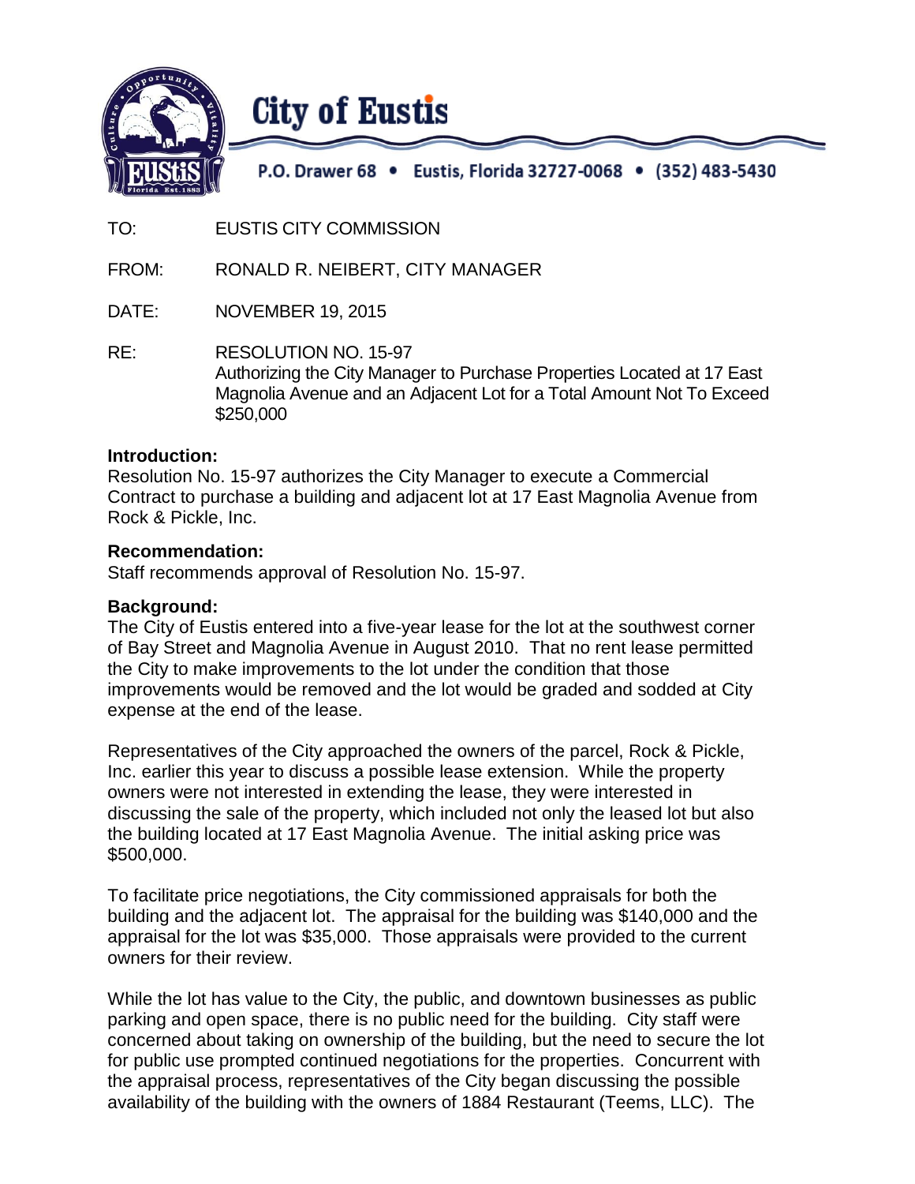# City of Eustis

P.O. Drawer 68 • Eustis, Florida 32727-0068 • (352) 483-5430

TO: EUSTIS CITY COMMISSION

FROM: RONALD R. NEIBERT, CITY MANAGER

DATE: NOVEMBER 19, 2015

RE: RESOLUTION NO. 15-97
Authorizing the City Manager to Purchase Properties Located at 17 East Magnolia Avenue and an Adjacent Lot for a Total Amount Not To Exceed $250,000

**Introduction:**
Resolution No. 15-97 authorizes the City Manager to execute a Commercial Contract to purchase a building and adjacent lot at 17 East Magnolia Avenue from Rock & Pickle, Inc.

**Recommendation:**
Staff recommends approval of Resolution No. 15-97.

**Background:**
The City of Eustis entered into a five-year lease for the lot at the southwest corner of Bay Street and Magnolia Avenue in August 2010. That no rent lease permitted the City to make improvements to the lot under the condition that those improvements would be removed and the lot would be graded and sodded at City expense at the end of the lease.

Representatives of the City approached the owners of the parcel, Rock & Pickle, Inc. earlier this year to discuss a possible lease extension. While the property owners were not interested in extending the lease, they were interested in discussing the sale of the property, which included not only the leased lot but also the building located at 17 East Magnolia Avenue. The initial asking price was $500,000.

To facilitate price negotiations, the City commissioned appraisals for both the building and the adjacent lot. The appraisal for the building was $140,000 and the appraisal for the lot was $35,000. Those appraisals were provided to the current owners for their review.

While the lot has value to the City, the public, and downtown businesses as public parking and open space, there is no public need for the building. City staff were concerned about taking on ownership of the building, but the need to secure the lot for public use prompted continued negotiations for the properties. Concurrent with the appraisal process, representatives of the City began discussing the possible availability of the building with the owners of 1884 Restaurant (Teems, LLC). The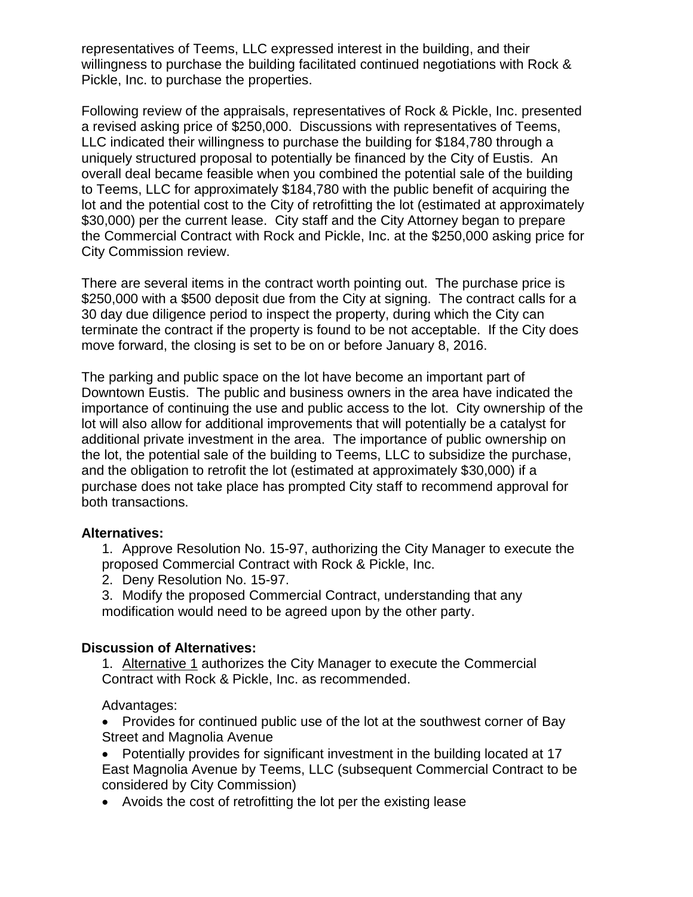representatives of Teems, LLC expressed interest in the building, and their willingness to purchase the building facilitated continued negotiations with Rock & Pickle, Inc. to purchase the properties.

Following review of the appraisals, representatives of Rock & Pickle, Inc. presented a revised asking price of $250,000. Discussions with representatives of Teems, LLC indicated their willingness to purchase the building for $184,780 through a uniquely structured proposal to potentially be financed by the City of Eustis. An overall deal became feasible when you combined the potential sale of the building to Teems, LLC for approximately $184,780 with the public benefit of acquiring the lot and the potential cost to the City of retrofitting the lot (estimated at approximately $30,000) per the current lease. City staff and the City Attorney began to prepare the Commercial Contract with Rock and Pickle, Inc. at the $250,000 asking price for City Commission review.

There are several items in the contract worth pointing out. The purchase price is $250,000 with a $500 deposit due from the City at signing. The contract calls for a 30 day due diligence period to inspect the property, during which the City can terminate the contract if the property is found to be not acceptable. If the City does move forward, the closing is set to be on or before January 8, 2016.

The parking and public space on the lot have become an important part of Downtown Eustis. The public and business owners in the area have indicated the importance of continuing the use and public access to the lot. City ownership of the lot will also allow for additional improvements that will potentially be a catalyst for additional private investment in the area. The importance of public ownership on the lot, the potential sale of the building to Teems, LLC to subsidize the purchase, and the obligation to retrofit the lot (estimated at approximately $30,000) if a purchase does not take place has prompted City staff to recommend approval for both transactions.

**Alternatives:**

1. Approve Resolution No. 15-97, authorizing the City Manager to execute the proposed Commercial Contract with Rock & Pickle, Inc.
2. Deny Resolution No. 15-97.
3. Modify the proposed Commercial Contract, understanding that any modification would need to be agreed upon by the other party.

**Discussion of Alternatives:**

1. Alternative 1 authorizes the City Manager to execute the Commercial Contract with Rock & Pickle, Inc. as recommended.

Advantages:

- Provides for continued public use of the lot at the southwest corner of Bay Street and Magnolia Avenue
- Potentially provides for significant investment in the building located at 17 East Magnolia Avenue by Teems, LLC (subsequent Commercial Contract to be considered by City Commission)
- Avoids the cost of retrofitting the lot per the existing lease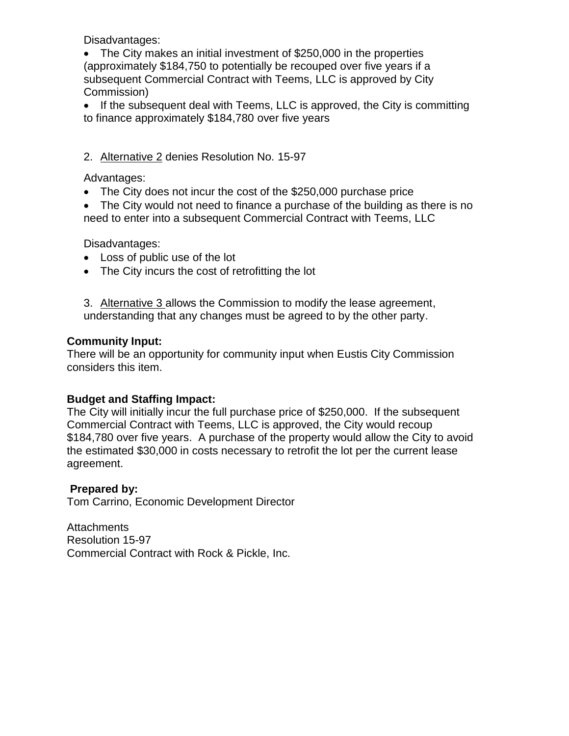Disadvantages:

- The City makes an initial investment of $250,000 in the properties (approximately $184,750 to potentially be recouped over five years if a subsequent Commercial Contract with Teems, LLC is approved by City Commission)
- If the subsequent deal with Teems, LLC is approved, the City is committing to finance approximately $184,780 over five years

2. Alternative 2 denies Resolution No. 15-97

Advantages:

- The City does not incur the cost of the $250,000 purchase price
- The City would not need to finance a purchase of the building as there is no need to enter into a subsequent Commercial Contract with Teems, LLC

Disadvantages:

- Loss of public use of the lot
- The City incurs the cost of retrofitting the lot

3. Alternative 3 allows the Commission to modify the lease agreement, understanding that any changes must be agreed to by the other party.

**Community Input:**
There will be an opportunity for community input when Eustis City Commission considers this item.

**Budget and Staffing Impact:**
The City will initially incur the full purchase price of $250,000. If the subsequent Commercial Contract with Teems, LLC is approved, the City would recoup $184,780 over five years. A purchase of the property would allow the City to avoid the estimated $30,000 in costs necessary to retrofit the lot per the current lease agreement.

**Prepared by:**
Tom Carrino, Economic Development Director

Attachments
Resolution 15-97
Commercial Contract with Rock & Pickle, Inc.